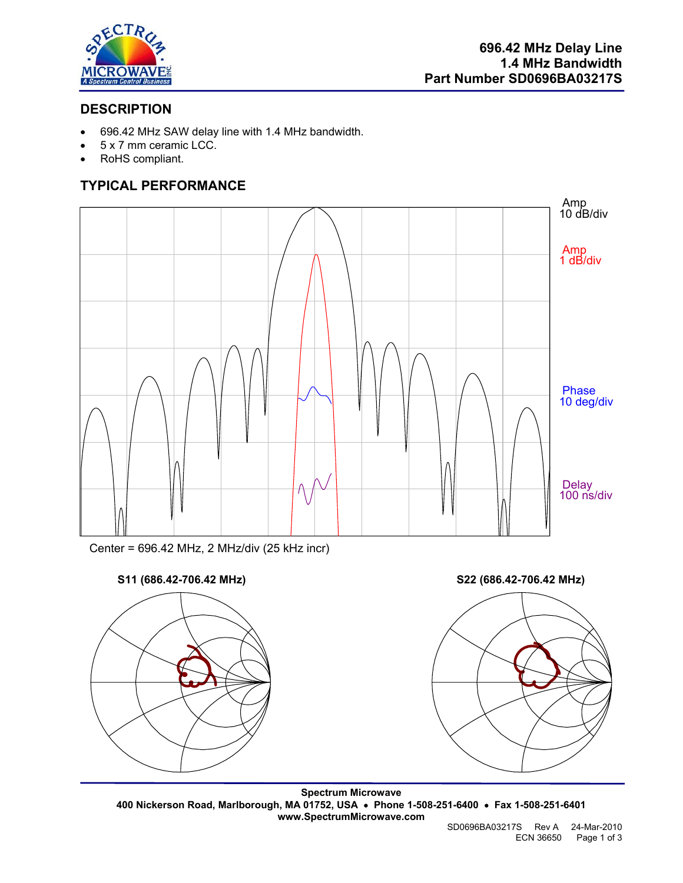**696.42 MHz Delay Line**
**1.4 MHz Bandwidth**
**Part Number SD0696BA03217S**

## DESCRIPTION

- 696.42 MHz SAW delay line with 1.4 MHz bandwidth.
- 5 x 7 mm ceramic LCC.
- RoHS compliant.

## TYPICAL PERFORMANCE

Amp 10 dB/div

Amp 1 dB/div

Phase 10 deg/div

Delay 100 ns/div

Center = 696.42 MHz, 2 MHz/div (25 kHz incr)

**S11 (686.42-706.42 MHz)**

**S22 (686.42-706.42 MHz)**

**Spectrum Microwave**
**400 Nickerson Road, Marlborough, MA 01752, USA • Phone 1-508-251-6400 • Fax 1-508-251-6401**
**www.SpectrumMicrowave.com**

SD0696BA03217S Rev A 24-Mar-2010
ECN 36650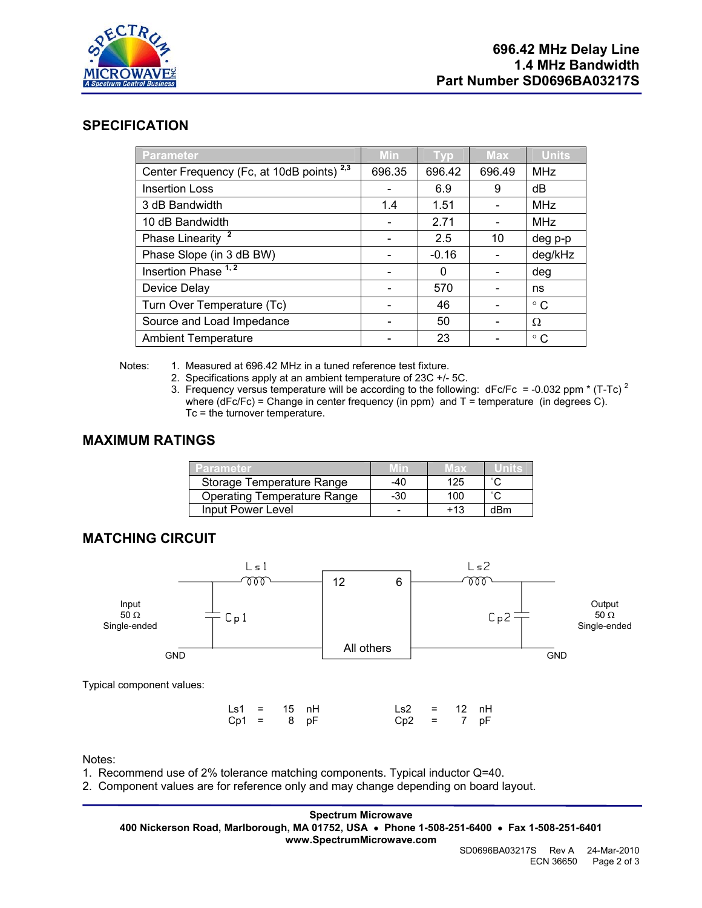696.42 MHz Delay Line
1.4 MHz Bandwidth
Part Number SD0696BA03217S

## SPECIFICATION

| Parameter | Min | Typ | Max | Units |
|---|---|---|---|---|
| Center Frequency (Fc, at 10dB points) [2,3] | 696.35 | 696.42 | 696.49 | MHz |
| Insertion Loss | - | 6.9 | 9 | dB |
| 3 dB Bandwidth | 1.4 | 1.51 | - | MHz |
| 10 dB Bandwidth | - | 2.71 | - | MHz |
| Phase Linearity [2] | - | 2.5 | 10 | deg p-p |
| Phase Slope (in 3 dB BW) | - | -0.16 | - | deg/kHz |
| Insertion Phase [1, 2] | - | 0 | - | deg |
| Device Delay | - | 570 | - | ns |
| Turn Over Temperature (Tc) | - | 46 | - | ° C |
| Source and Load Impedance | - | 50 | - | Ω |
| Ambient Temperature | - | 23 | - | ° C |

Notes:
1. Measured at 696.42 MHz in a tuned reference test fixture.
2. Specifications apply at an ambient temperature of 23C +/- 5C.
3. Frequency versus temperature will be according to the following: $dFc/Fc = -0.032 \text{ ppm} * (T-Tc)^2$ where (dFc/Fc) = Change in center frequency (in ppm) and T = temperature (in degrees C). Tc = the turnover temperature.

## MAXIMUM RATINGS

| Parameter | Min | Max | Units |
|---|---|---|---|
| Storage Temperature Range | -40 | 125 | °C |
| Operating Temperature Range | -30 | 100 | °C |
| Input Power Level | - | +13 | dBm |

## MATCHING CIRCUIT

Input 50 Ω Single-ended — Ls1 — Cp1 — [12 | 6 | All others] — Ls2 — Cp2 — Output 50 Ω Single-ended; GND

Typical component values:

| | | | | | | | |
|---|---|---|---|---|---|---|---|
| Ls1 | = | 15 | nH | Ls2 | = | 12 | nH |
| Cp1 | = | 8 | pF | Cp2 | = | 7 | pF |

Notes:
1. Recommend use of 2% tolerance matching components. Typical inductor Q=40.
2. Component values are for reference only and may change depending on board layout.

**Spectrum Microwave**
**400 Nickerson Road, Marlborough, MA 01752, USA • Phone 1-508-251-6400 • Fax 1-508-251-6401**
**www.SpectrumMicrowave.com**

SD0696BA03217S Rev A 24-Mar-2010
ECN 36650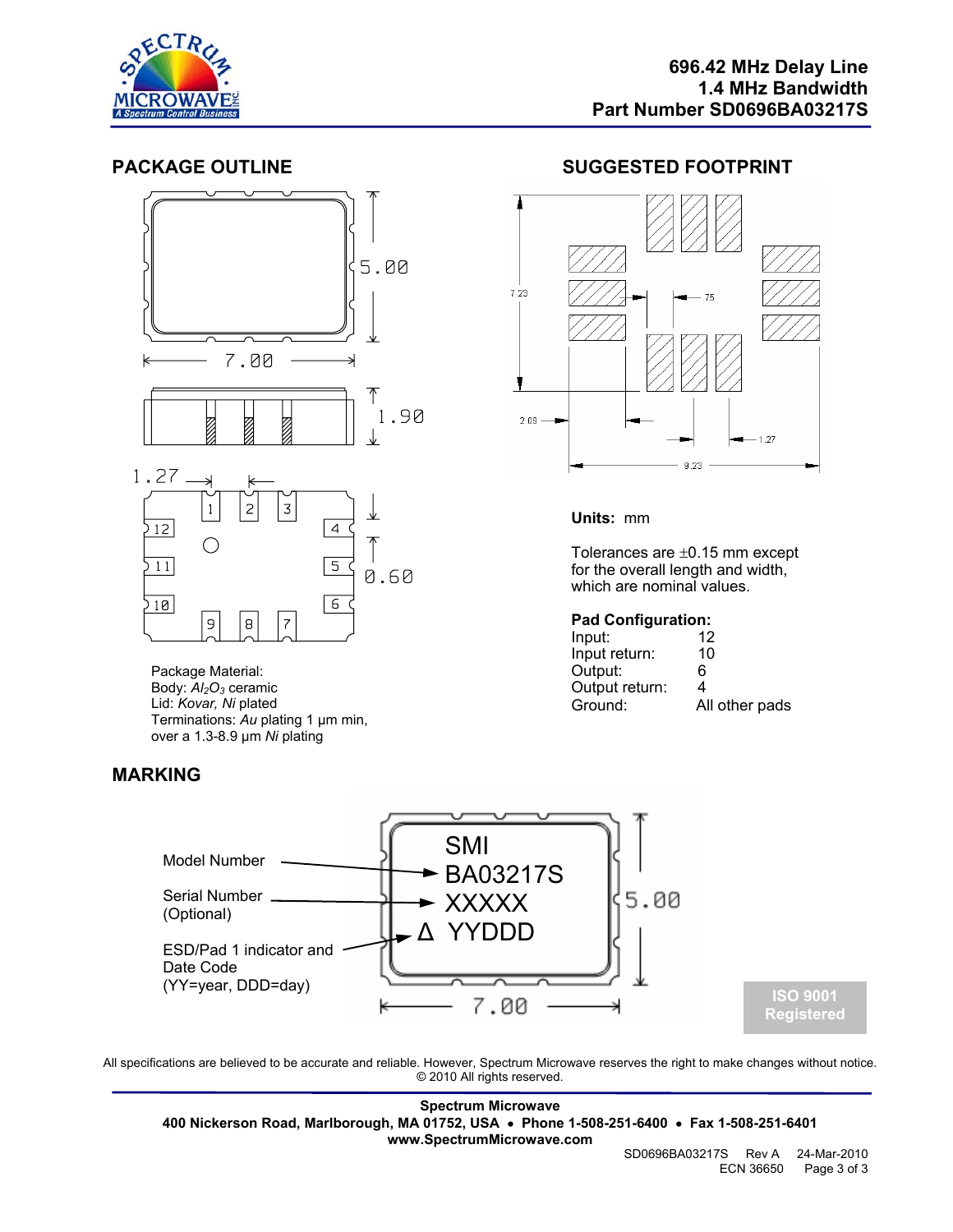696.42 MHz Delay Line
1.4 MHz Bandwidth
Part Number SD0696BA03217S

## PACKAGE OUTLINE

5.00

7.00

1.90

1.27

1 2 3

12 4

11 5

10 6

9 8 7

0.60

Package Material:
Body: $Al_2O_3$ ceramic
Lid: *Kovar, Ni* plated
Terminations: *Au* plating 1 µm min,
over a 1.3-8.9 µm *Ni* plating

## SUGGESTED FOOTPRINT

7.23

.75

2.09

1.27

9.23

**Units:** mm

Tolerances are ±0.15 mm except for the overall length and width, which are nominal values.

**Pad Configuration:**

| | |
|---|---|
| Input: | 12 |
| Input return: | 10 |
| Output: | 6 |
| Output return: | 4 |
| Ground: | All other pads |

## MARKING

Model Number

Serial Number (Optional)

ESD/Pad 1 indicator and Date Code (YY=year, DDD=day)

SMI
BA03217S
XXXXX
Δ YYDDD

5.00

7.00

ISO 9001 Registered

All specifications are believed to be accurate and reliable. However, Spectrum Microwave reserves the right to make changes without notice.
© 2010 All rights reserved.

**Spectrum Microwave**
**400 Nickerson Road, Marlborough, MA 01752, USA • Phone 1-508-251-6400 • Fax 1-508-251-6401**
**www.SpectrumMicrowave.com**

SD0696BA03217S Rev A 24-Mar-2010
ECN 36650